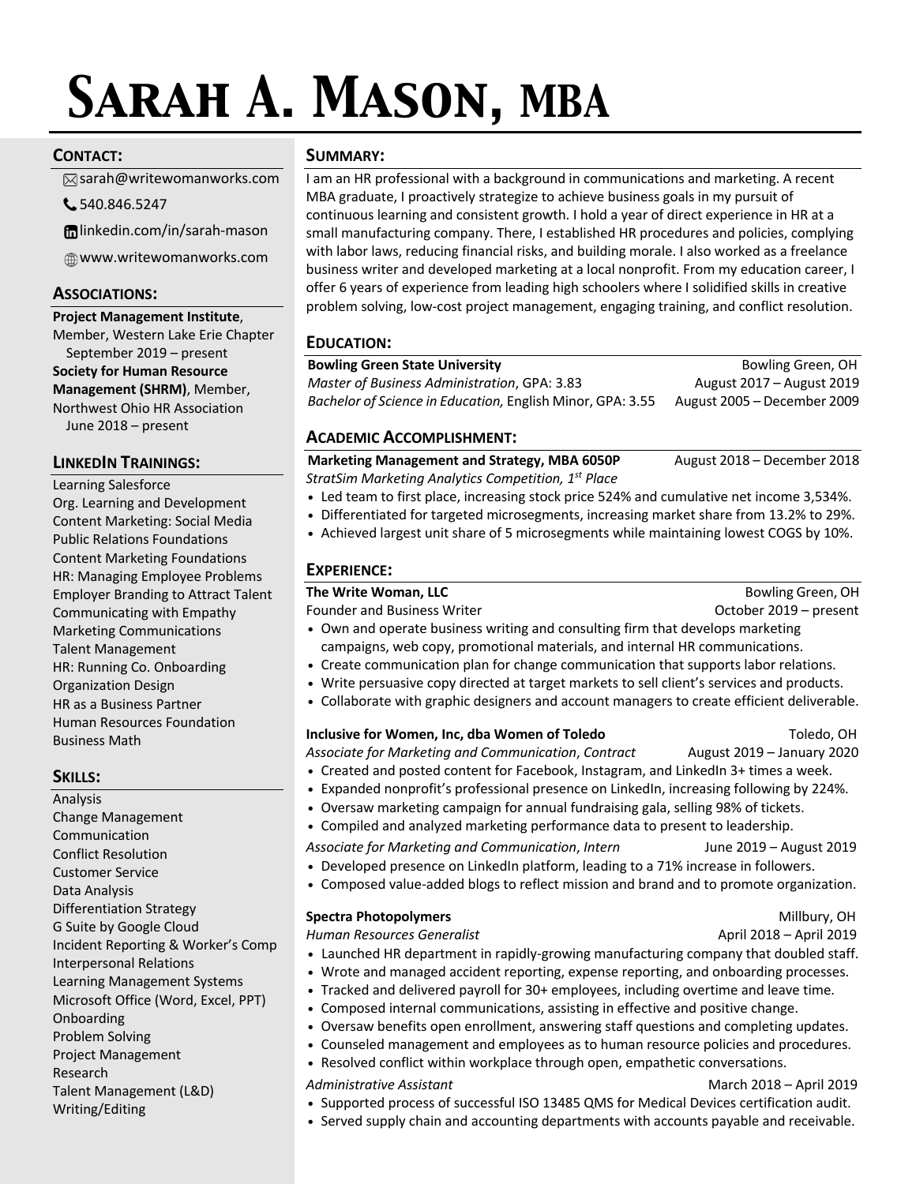# Sarah A. Mason, MBA

## Contact:

- sarah@writewomanworks.com
- 540.846.5247
- linkedin.com/in/sarah-mason
- www.writewomanworks.com

## Associations:

**Project Management Institute**, Member, Western Lake Erie Chapter
September 2019 – present

**Society for Human Resource Management (SHRM)**, Member, Northwest Ohio HR Association
June 2018 – present

## LinkedIn Trainings:

Learning Salesforce
Org. Learning and Development
Content Marketing: Social Media
Public Relations Foundations
Content Marketing Foundations
HR: Managing Employee Problems
Employer Branding to Attract Talent
Communicating with Empathy
Marketing Communications
Talent Management
HR: Running Co. Onboarding
Organization Design
HR as a Business Partner
Human Resources Foundation
Business Math

## Skills:

Analysis
Change Management
Communication
Conflict Resolution
Customer Service
Data Analysis
Differentiation Strategy
G Suite by Google Cloud
Incident Reporting & Worker's Comp
Interpersonal Relations
Learning Management Systems
Microsoft Office (Word, Excel, PPT)
Onboarding
Problem Solving
Project Management
Research
Talent Management (L&D)
Writing/Editing

## Summary:

I am an HR professional with a background in communications and marketing. A recent MBA graduate, I proactively strategize to achieve business goals in my pursuit of continuous learning and consistent growth. I hold a year of direct experience in HR at a small manufacturing company. There, I established HR procedures and policies, complying with labor laws, reducing financial risks, and building morale. I also worked as a freelance business writer and developed marketing at a local nonprofit. From my education career, I offer 6 years of experience from leading high schoolers where I solidified skills in creative problem solving, low-cost project management, engaging training, and conflict resolution.

## Education:

**Bowling Green State University** — Bowling Green, OH
*Master of Business Administration*, GPA: 3.83 — August 2017 – August 2019
*Bachelor of Science in Education,* English Minor, GPA: 3.55 — August 2005 – December 2009

## Academic Accomplishment:

**Marketing Management and Strategy, MBA 6050P** — August 2018 – December 2018
*StratSim Marketing Analytics Competition, 1st Place*

- Led team to first place, increasing stock price 524% and cumulative net income 3,534%.
- Differentiated for targeted microsegments, increasing market share from 13.2% to 29%.
- Achieved largest unit share of 5 microsegments while maintaining lowest COGS by 10%.

## Experience:

**The Write Woman, LLC** — Bowling Green, OH
Founder and Business Writer — October 2019 – present

- Own and operate business writing and consulting firm that develops marketing campaigns, web copy, promotional materials, and internal HR communications.
- Create communication plan for change communication that supports labor relations.
- Write persuasive copy directed at target markets to sell client's services and products.
- Collaborate with graphic designers and account managers to create efficient deliverable.

**Inclusive for Women, Inc, dba Women of Toledo** — Toledo, OH
*Associate for Marketing and Communication*, *Contract* — August 2019 – January 2020

- Created and posted content for Facebook, Instagram, and LinkedIn 3+ times a week.
- Expanded nonprofit's professional presence on LinkedIn, increasing following by 224%.
- Oversaw marketing campaign for annual fundraising gala, selling 98% of tickets.
- Compiled and analyzed marketing performance data to present to leadership.

*Associate for Marketing and Communication*, *Intern* — June 2019 – August 2019

- Developed presence on LinkedIn platform, leading to a 71% increase in followers.
- Composed value-added blogs to reflect mission and brand and to promote organization.

**Spectra Photopolymers** — Millbury, OH
*Human Resources Generalist* — April 2018 – April 2019

- Launched HR department in rapidly-growing manufacturing company that doubled staff.
- Wrote and managed accident reporting, expense reporting, and onboarding processes.
- Tracked and delivered payroll for 30+ employees, including overtime and leave time.
- Composed internal communications, assisting in effective and positive change.
- Oversaw benefits open enrollment, answering staff questions and completing updates.
- Counseled management and employees as to human resource policies and procedures.
- Resolved conflict within workplace through open, empathetic conversations.

*Administrative Assistant* — March 2018 – April 2019

- Supported process of successful ISO 13485 QMS for Medical Devices certification audit.
- Served supply chain and accounting departments with accounts payable and receivable.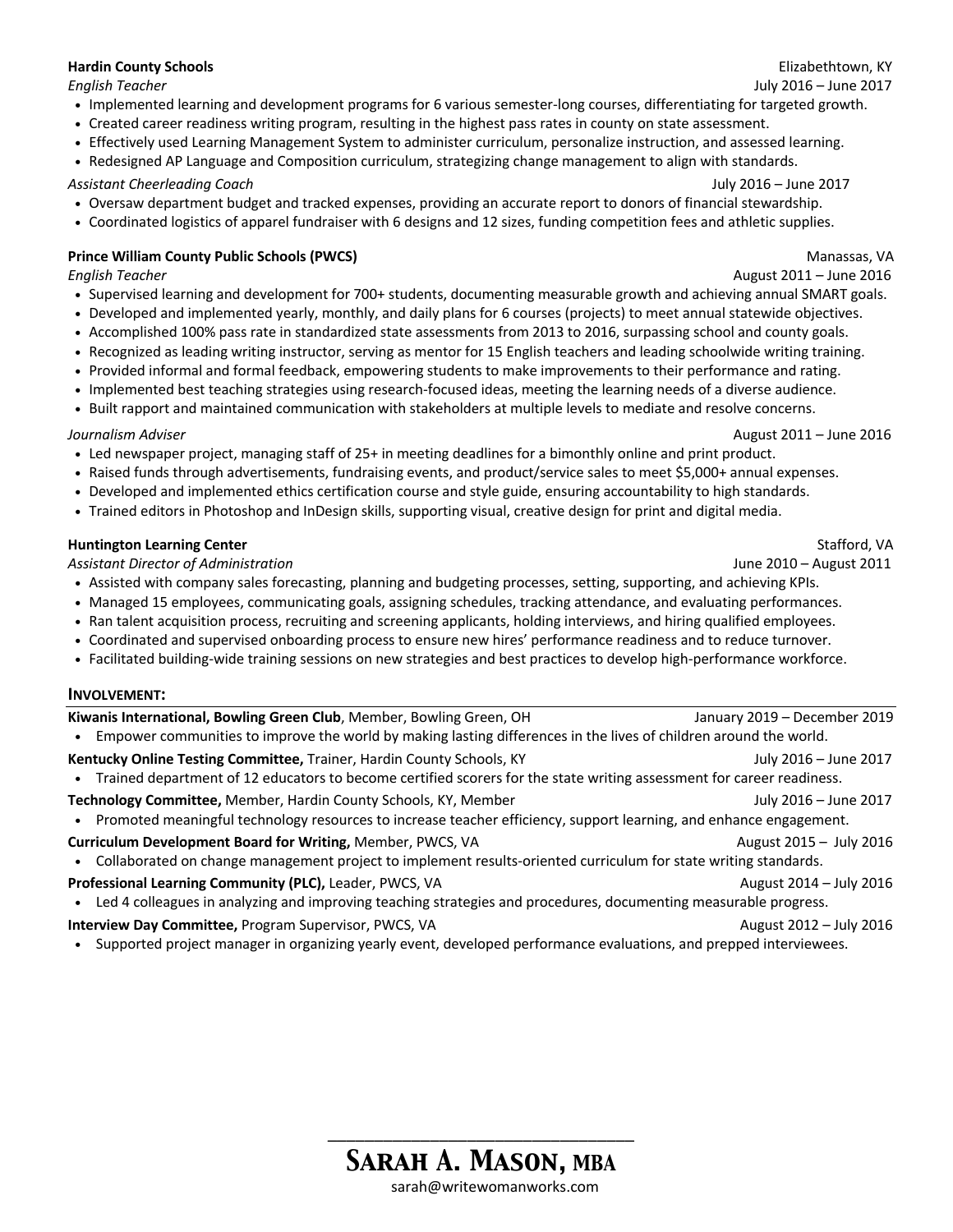**Hardin County Schools** — Elizabethtown, KY

*English Teacher* — July 2016 – June 2017

- Implemented learning and development programs for 6 various semester-long courses, differentiating for targeted growth.
- Created career readiness writing program, resulting in the highest pass rates in county on state assessment.
- Effectively used Learning Management System to administer curriculum, personalize instruction, and assessed learning.
- Redesigned AP Language and Composition curriculum, strategizing change management to align with standards.

*Assistant Cheerleading Coach* — July 2016 – June 2017

- Oversaw department budget and tracked expenses, providing an accurate report to donors of financial stewardship.
- Coordinated logistics of apparel fundraiser with 6 designs and 12 sizes, funding competition fees and athletic supplies.

**Prince William County Public Schools (PWCS)** — Manassas, VA

*English Teacher* — August 2011 – June 2016

- Supervised learning and development for 700+ students, documenting measurable growth and achieving annual SMART goals.
- Developed and implemented yearly, monthly, and daily plans for 6 courses (projects) to meet annual statewide objectives.
- Accomplished 100% pass rate in standardized state assessments from 2013 to 2016, surpassing school and county goals.
- Recognized as leading writing instructor, serving as mentor for 15 English teachers and leading schoolwide writing training.
- Provided informal and formal feedback, empowering students to make improvements to their performance and rating.
- Implemented best teaching strategies using research-focused ideas, meeting the learning needs of a diverse audience.
- Built rapport and maintained communication with stakeholders at multiple levels to mediate and resolve concerns.

*Journalism Adviser* — August 2011 – June 2016

- Led newspaper project, managing staff of 25+ in meeting deadlines for a bimonthly online and print product.
- Raised funds through advertisements, fundraising events, and product/service sales to meet $5,000+ annual expenses.
- Developed and implemented ethics certification course and style guide, ensuring accountability to high standards.
- Trained editors in Photoshop and InDesign skills, supporting visual, creative design for print and digital media.

**Huntington Learning Center** — Stafford, VA

*Assistant Director of Administration* — June 2010 – August 2011

- Assisted with company sales forecasting, planning and budgeting processes, setting, supporting, and achieving KPIs.
- Managed 15 employees, communicating goals, assigning schedules, tracking attendance, and evaluating performances.
- Ran talent acquisition process, recruiting and screening applicants, holding interviews, and hiring qualified employees.
- Coordinated and supervised onboarding process to ensure new hires' performance readiness and to reduce turnover.
- Facilitated building-wide training sessions on new strategies and best practices to develop high-performance workforce.

## Involvement:

**Kiwanis International, Bowling Green Club**, Member, Bowling Green, OH — January 2019 – December 2019

- Empower communities to improve the world by making lasting differences in the lives of children around the world.

**Kentucky Online Testing Committee,** Trainer, Hardin County Schools, KY — July 2016 – June 2017

- Trained department of 12 educators to become certified scorers for the state writing assessment for career readiness.

**Technology Committee,** Member, Hardin County Schools, KY, Member — July 2016 – June 2017

- Promoted meaningful technology resources to increase teacher efficiency, support learning, and enhance engagement.

**Curriculum Development Board for Writing,** Member, PWCS, VA — August 2015 – July 2016

- Collaborated on change management project to implement results-oriented curriculum for state writing standards.

**Professional Learning Community (PLC),** Leader, PWCS, VA — August 2014 – July 2016

- Led 4 colleagues in analyzing and improving teaching strategies and procedures, documenting measurable progress.

**Interview Day Committee,** Program Supervisor, PWCS, VA — August 2012 – July 2016

- Supported project manager in organizing yearly event, developed performance evaluations, and prepped interviewees.